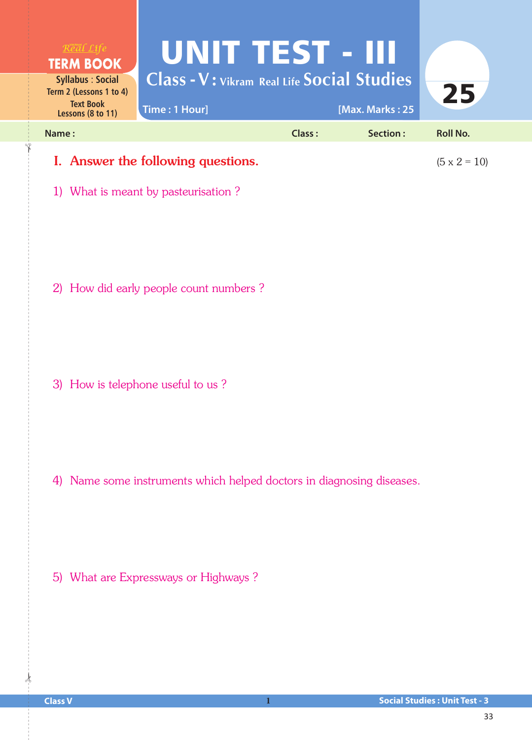Real Life **TERM BOOK**

Syllabus : Social
Term 2 (Lessons 1 to 4)
Text Book
Lessons (8 to 11)

# UNIT TEST - III

## Class - V : Vikram Real Life Social Studies

Time : 1 Hour] [Max. Marks : 25

**25**

Name : Class : Section : Roll No.

## I. Answer the following questions. (5 x 2 = 10)

1) What is meant by pasteurisation ?

2) How did early people count numbers ?

3) How is telephone useful to us ?

4) Name some instruments which helped doctors in diagnosing diseases.

5) What are Expressways or Highways ?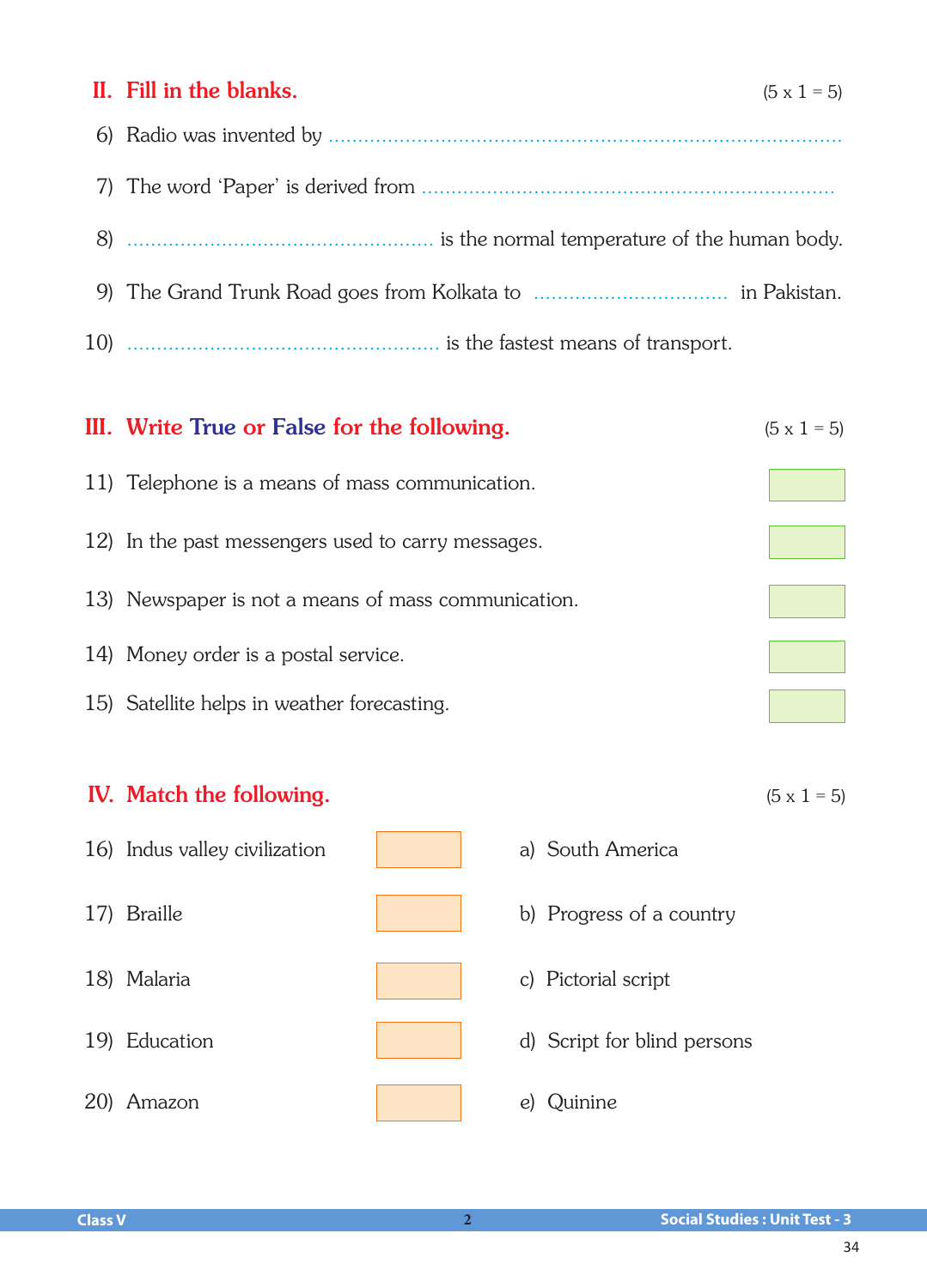## II. Fill in the blanks. (5 x 1 = 5)

6) Radio was invented by ..................................................................................

7) The word 'Paper' is derived from ..............................................................

8) ................................................... is the normal temperature of the human body.

9) The Grand Trunk Road goes from Kolkata to ................................ in Pakistan.

10) ................................................... is the fastest means of transport.

## III. Write True or False for the following. (5 x 1 = 5)

11) Telephone is a means of mass communication. [ ]

12) In the past messengers used to carry messages. [ ]

13) Newspaper is not a means of mass communication. [ ]

14) Money order is a postal service. [ ]

15) Satellite helps in weather forecasting. [ ]

## IV. Match the following. (5 x 1 = 5)

| | | |
|---|---|---|
| 16) Indus valley civilization | | a) South America |
| 17) Braille | | b) Progress of a country |
| 18) Malaria | | c) Pictorial script |
| 19) Education | | d) Script for blind persons |
| 20) Amazon | | e) Quinine |